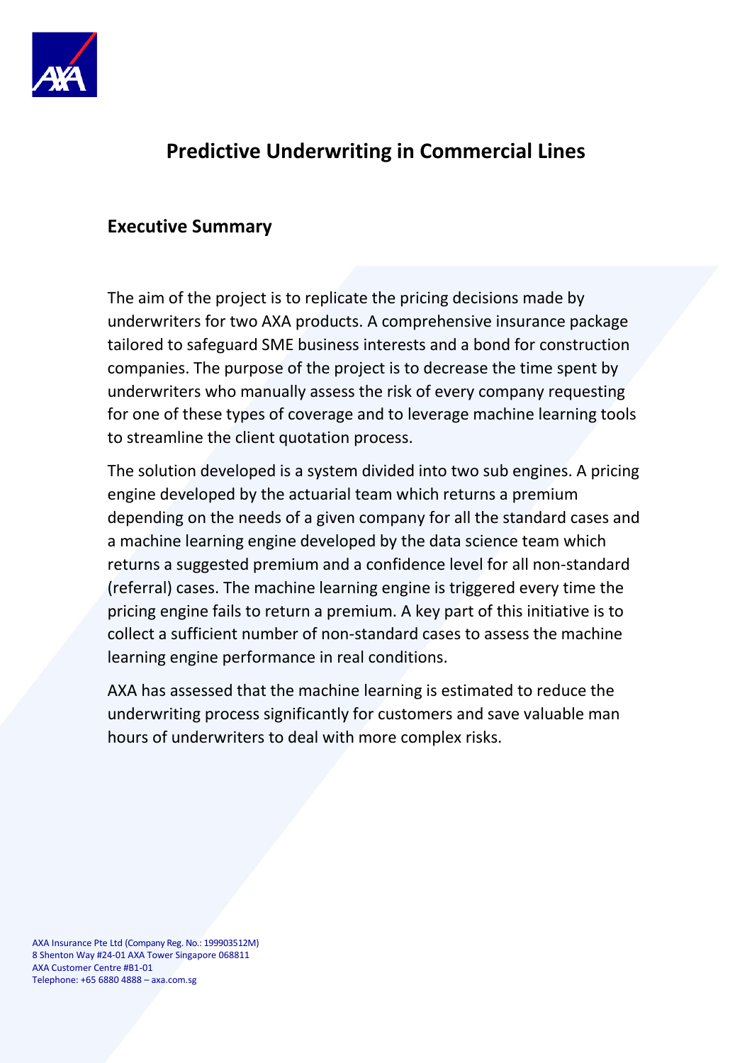# Predictive Underwriting in Commercial Lines

## Executive Summary

The aim of the project is to replicate the pricing decisions made by underwriters for two AXA products. A comprehensive insurance package tailored to safeguard SME business interests and a bond for construction companies. The purpose of the project is to decrease the time spent by underwriters who manually assess the risk of every company requesting for one of these types of coverage and to leverage machine learning tools to streamline the client quotation process.

The solution developed is a system divided into two sub engines. A pricing engine developed by the actuarial team which returns a premium depending on the needs of a given company for all the standard cases and a machine learning engine developed by the data science team which returns a suggested premium and a confidence level for all non-standard (referral) cases. The machine learning engine is triggered every time the pricing engine fails to return a premium. A key part of this initiative is to collect a sufficient number of non-standard cases to assess the machine learning engine performance in real conditions.

AXA has assessed that the machine learning is estimated to reduce the underwriting process significantly for customers and save valuable man hours of underwriters to deal with more complex risks.

AXA Insurance Pte Ltd (Company Reg. No.: 199903512M)
8 Shenton Way #24-01 AXA Tower Singapore 068811
AXA Customer Centre #B1-01
Telephone: +65 6880 4888 – axa.com.sg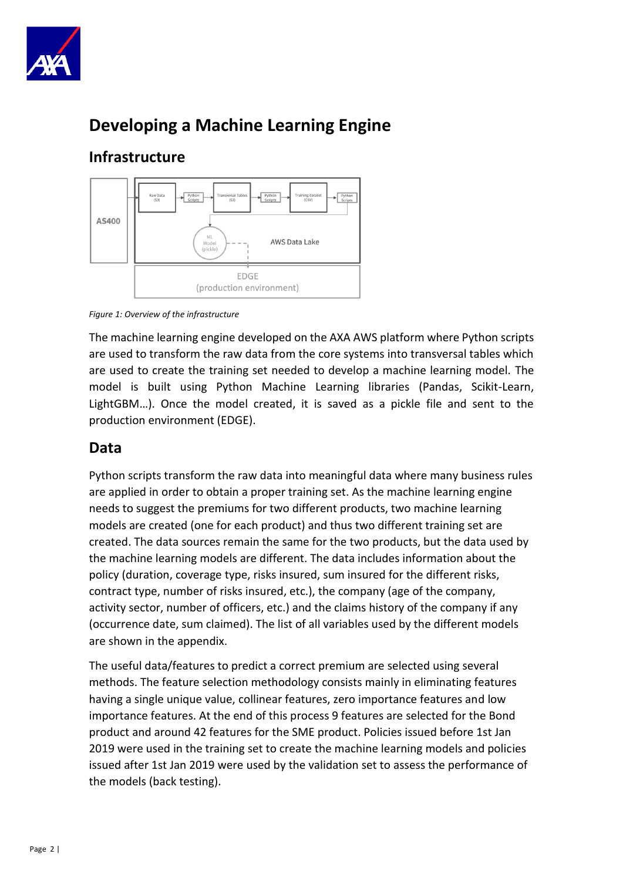# Developing a Machine Learning Engine

## Infrastructure

*Figure 1: Overview of the infrastructure*

The machine learning engine developed on the AXA AWS platform where Python scripts are used to transform the raw data from the core systems into transversal tables which are used to create the training set needed to develop a machine learning model. The model is built using Python Machine Learning libraries (Pandas, Scikit-Learn, LightGBM…). Once the model created, it is saved as a pickle file and sent to the production environment (EDGE).

## Data

Python scripts transform the raw data into meaningful data where many business rules are applied in order to obtain a proper training set. As the machine learning engine needs to suggest the premiums for two different products, two machine learning models are created (one for each product) and thus two different training set are created. The data sources remain the same for the two products, but the data used by the machine learning models are different. The data includes information about the policy (duration, coverage type, risks insured, sum insured for the different risks, contract type, number of risks insured, etc.), the company (age of the company, activity sector, number of officers, etc.) and the claims history of the company if any (occurrence date, sum claimed). The list of all variables used by the different models are shown in the appendix.

The useful data/features to predict a correct premium are selected using several methods. The feature selection methodology consists mainly in eliminating features having a single unique value, collinear features, zero importance features and low importance features. At the end of this process 9 features are selected for the Bond product and around 42 features for the SME product. Policies issued before 1st Jan 2019 were used in the training set to create the machine learning models and policies issued after 1st Jan 2019 were used by the validation set to assess the performance of the models (back testing).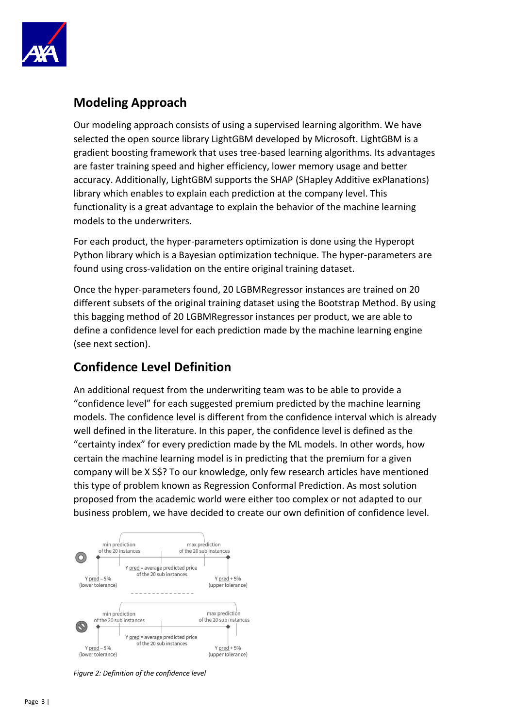## Modeling Approach

Our modeling approach consists of using a supervised learning algorithm. We have selected the open source library LightGBM developed by Microsoft. LightGBM is a gradient boosting framework that uses tree-based learning algorithms. Its advantages are faster training speed and higher efficiency, lower memory usage and better accuracy. Additionally, LightGBM supports the SHAP (SHapley Additive exPlanations) library which enables to explain each prediction at the company level. This functionality is a great advantage to explain the behavior of the machine learning models to the underwriters.

For each product, the hyper-parameters optimization is done using the Hyperopt Python library which is a Bayesian optimization technique. The hyper-parameters are found using cross-validation on the entire original training dataset.

Once the hyper-parameters found, 20 LGBMRegressor instances are trained on 20 different subsets of the original training dataset using the Bootstrap Method. By using this bagging method of 20 LGBMRegressor instances per product, we are able to define a confidence level for each prediction made by the machine learning engine (see next section).

## Confidence Level Definition

An additional request from the underwriting team was to be able to provide a "confidence level" for each suggested premium predicted by the machine learning models. The confidence level is different from the confidence interval which is already well defined in the literature. In this paper, the confidence level is defined as the "certainty index" for every prediction made by the ML models. In other words, how certain the machine learning model is in predicting that the premium for a given company will be X S$? To our knowledge, only few research articles have mentioned this type of problem known as Regression Conformal Prediction. As most solution proposed from the academic world were either too complex or not adapted to our business problem, we have decided to create our own definition of confidence level.

*Figure 2: Definition of the confidence level*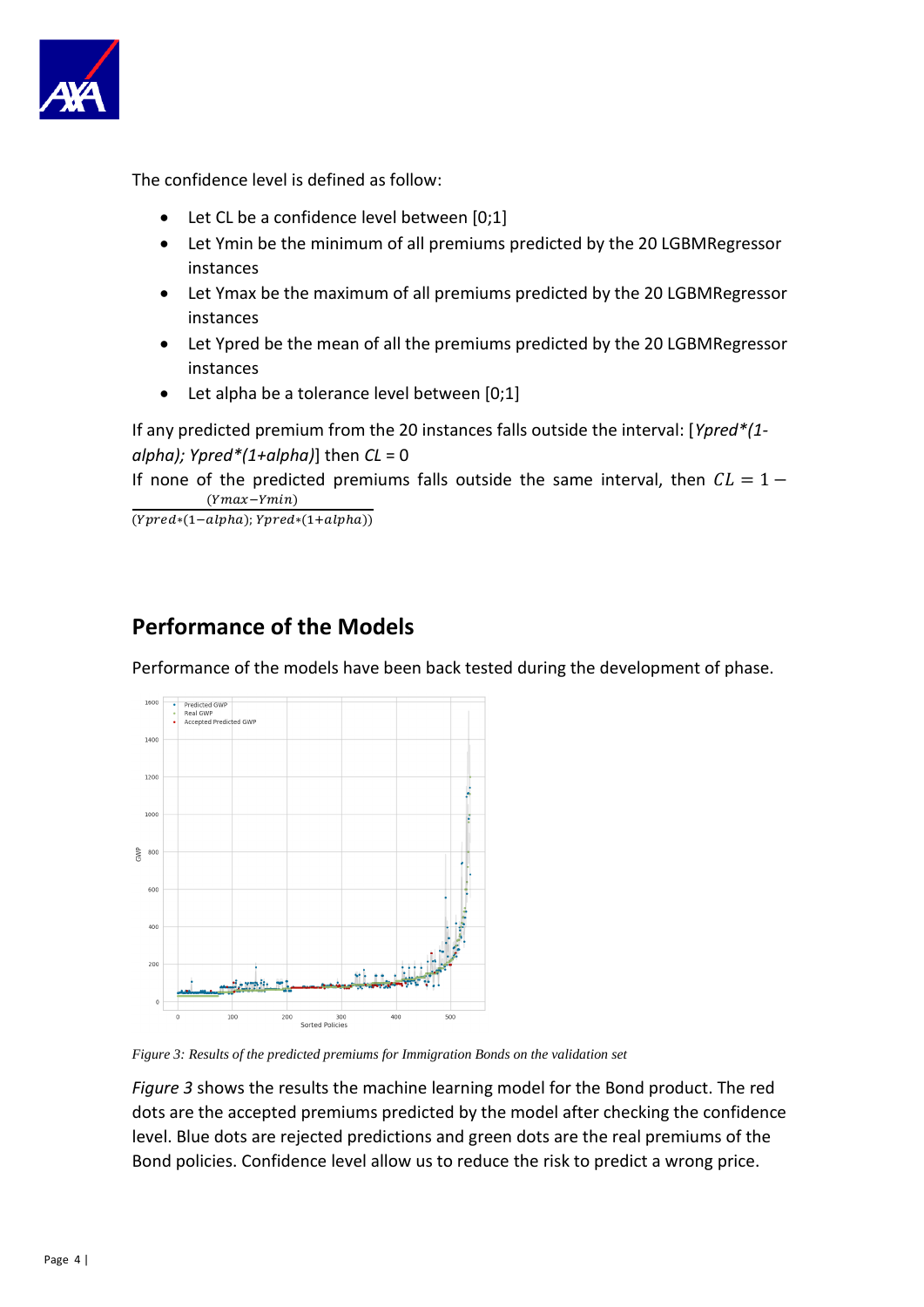The confidence level is defined as follow:

- Let CL be a confidence level between [0;1]
- Let Ymin be the minimum of all premiums predicted by the 20 LGBMRegressor instances
- Let Ymax be the maximum of all premiums predicted by the 20 LGBMRegressor instances
- Let Ypred be the mean of all the premiums predicted by the 20 LGBMRegressor instances
- Let alpha be a tolerance level between [0;1]

If any predicted premium from the 20 instances falls outside the interval: [*Ypred*(1-alpha); Ypred*(1+alpha)*] then *CL* = 0

If none of the predicted premiums falls outside the same interval, then $CL = 1 - \frac{(Ymax - Ymin)}{(Ypred*(1-alpha); Ypred*(1+alpha))}$

## Performance of the Models

Performance of the models have been back tested during the development of phase.

*Figure 3: Results of the predicted premiums for Immigration Bonds on the validation set*

*Figure 3* shows the results the machine learning model for the Bond product. The red dots are the accepted premiums predicted by the model after checking the confidence level. Blue dots are rejected predictions and green dots are the real premiums of the Bond policies. Confidence level allow us to reduce the risk to predict a wrong price.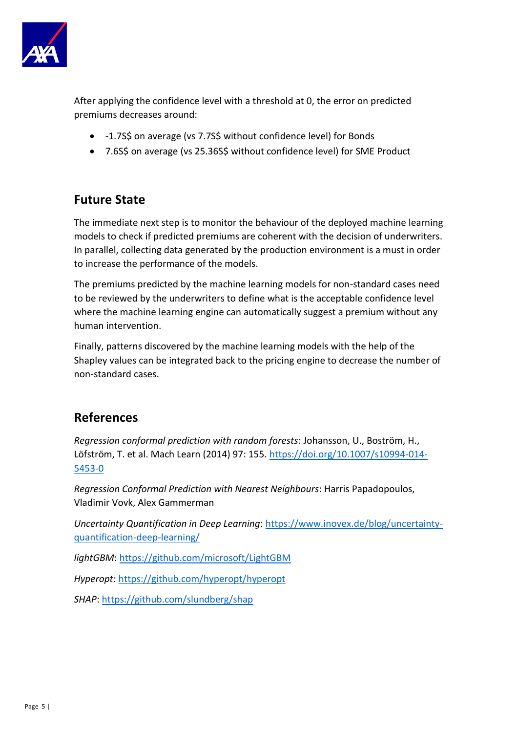After applying the confidence level with a threshold at 0, the error on predicted premiums decreases around:

- -1.7S$ on average (vs 7.7S$ without confidence level) for Bonds
- 7.6S$ on average (vs 25.36S$ without confidence level) for SME Product

## Future State

The immediate next step is to monitor the behaviour of the deployed machine learning models to check if predicted premiums are coherent with the decision of underwriters. In parallel, collecting data generated by the production environment is a must in order to increase the performance of the models.

The premiums predicted by the machine learning models for non-standard cases need to be reviewed by the underwriters to define what is the acceptable confidence level where the machine learning engine can automatically suggest a premium without any human intervention.

Finally, patterns discovered by the machine learning models with the help of the Shapley values can be integrated back to the pricing engine to decrease the number of non-standard cases.

## References

*Regression conformal prediction with random forests*: Johansson, U., Boström, H., Löfström, T. et al. Mach Learn (2014) 97: 155. https://doi.org/10.1007/s10994-014-5453-0

*Regression Conformal Prediction with Nearest Neighbours*: Harris Papadopoulos, Vladimir Vovk, Alex Gammerman

*Uncertainty Quantification in Deep Learning*: https://www.inovex.de/blog/uncertainty-quantification-deep-learning/

*lightGBM*: https://github.com/microsoft/LightGBM

*Hyperopt*: https://github.com/hyperopt/hyperopt

*SHAP*: https://github.com/slundberg/shap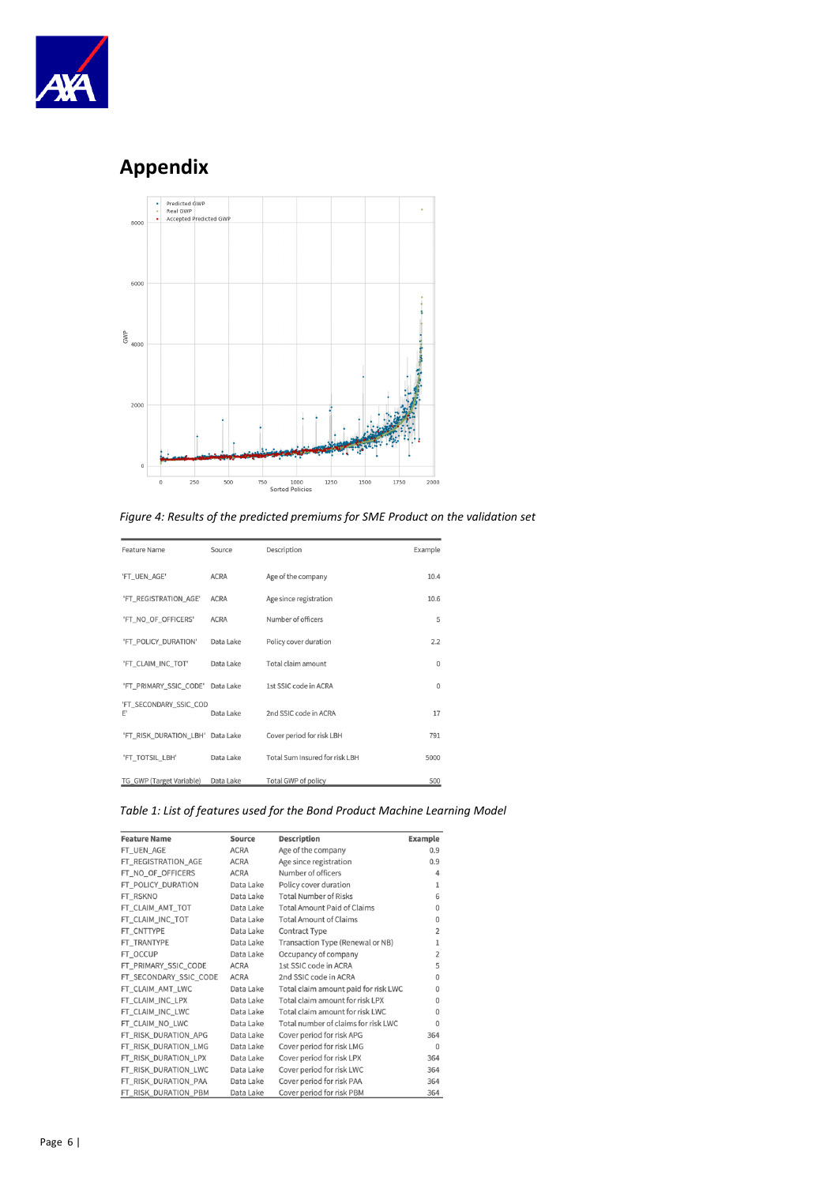# Appendix

*Figure 4: Results of the predicted premiums for SME Product on the validation set*

| Feature Name | Source | Description | Example |
|---|---|---|---|
| 'FT_UEN_AGE' | ACRA | Age of the company | 10.4 |
| 'FT_REGISTRATION_AGE' | ACRA | Age since registration | 10.6 |
| 'FT_NO_OF_OFFICERS' | ACRA | Number of officers | 5 |
| 'FT_POLICY_DURATION' | Data Lake | Policy cover duration | 2.2 |
| 'FT_CLAIM_INC_TOT' | Data Lake | Total claim amount | 0 |
| 'FT_PRIMARY_SSIC_CODE' | Data Lake | 1st SSIC code in ACRA | 0 |
| 'FT_SECONDARY_SSIC_CODE' | Data Lake | 2nd SSIC code in ACRA | 17 |
| 'FT_RISK_DURATION_LBH' | Data Lake | Cover period for risk LBH | 791 |
| 'FT_TOTSIL_LBH' | Data Lake | Total Sum Insured for risk LBH | 5000 |
| TG_GWP (Target Variable) | Data Lake | Total GWP of policy | 500 |

*Table 1: List of features used for the Bond Product Machine Learning Model*

| Feature Name | Source | Description | Example |
|---|---|---|---|
| FT_UEN_AGE | ACRA | Age of the company | 0.9 |
| FT_REGISTRATION_AGE | ACRA | Age since registration | 0.9 |
| FT_NO_OF_OFFICERS | ACRA | Number of officers | 4 |
| FT_POLICY_DURATION | Data Lake | Policy cover duration | 1 |
| FT_RSKNO | Data Lake | Total Number of Risks | 6 |
| FT_CLAIM_AMT_TOT | Data Lake | Total Amount Paid of Claims | 0 |
| FT_CLAIM_INC_TOT | Data Lake | Total Amount of Claims | 0 |
| FT_CNTTYPE | Data Lake | Contract Type | 2 |
| FT_TRANTYPE | Data Lake | Transaction Type (Renewal or NB) | 1 |
| FT_OCCUP | Data Lake | Occupancy of company | 2 |
| FT_PRIMARY_SSIC_CODE | ACRA | 1st SSIC code in ACRA | 5 |
| FT_SECONDARY_SSIC_CODE | ACRA | 2nd SSIC code in ACRA | 0 |
| FT_CLAIM_AMT_LWC | Data Lake | Total claim amount paid for risk LWC | 0 |
| FT_CLAIM_INC_LPX | Data Lake | Total claim amount for risk LPX | 0 |
| FT_CLAIM_INC_LWC | Data Lake | Total claim amount for risk LWC | 0 |
| FT_CLAIM_NO_LWC | Data Lake | Total number of claims for risk LWC | 0 |
| FT_RISK_DURATION_APG | Data Lake | Cover period for risk APG | 364 |
| FT_RISK_DURATION_LMG | Data Lake | Cover period for risk LMG | 0 |
| FT_RISK_DURATION_LPX | Data Lake | Cover period for risk LPX | 364 |
| FT_RISK_DURATION_LWC | Data Lake | Cover period for risk LWC | 364 |
| FT_RISK_DURATION_PAA | Data Lake | Cover period for risk PAA | 364 |
| FT_RISK_DURATION_PBM | Data Lake | Cover period for risk PBM | 364 |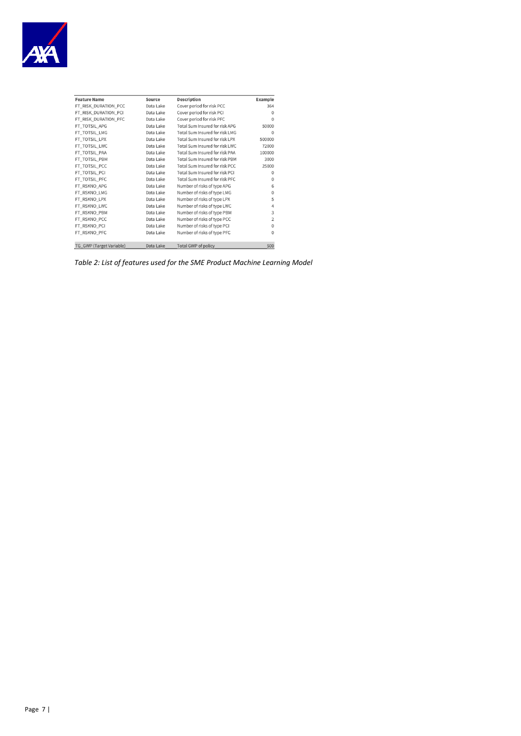| Feature Name | Source | Description | Example |
|---|---|---|---|
| FT_RISK_DURATION_PCC | Data Lake | Cover period for risk PCC | 364 |
| FT_RISK_DURATION_PCI | Data Lake | Cover period for risk PCI | 0 |
| FT_RISK_DURATION_PFC | Data Lake | Cover period for risk PFC | 0 |
| FT_TOTSIL_APG | Data Lake | Total Sum Insured for risk APG | 50000 |
| FT_TOTSIL_LMG | Data Lake | Total Sum Insured for risk LMG | 0 |
| FT_TOTSIL_LPX | Data Lake | Total Sum Insured for risk LPX | 500000 |
| FT_TOTSIL_LWC | Data Lake | Total Sum Insured for risk LWC | 72000 |
| FT_TOTSIL_PAA | Data Lake | Total Sum Insured for risk PAA | 100000 |
| FT_TOTSIL_PBM | Data Lake | Total Sum Insured for risk PBM | 3000 |
| FT_TOTSIL_PCC | Data Lake | Total Sum Insured for risk PCC | 25000 |
| FT_TOTSIL_PCI | Data Lake | Total Sum Insured for risk PCI | 0 |
| FT_TOTSIL_PFC | Data Lake | Total Sum Insured for risk PFC | 0 |
| FT_RSKNO_APG | Data Lake | Number of risks of type APG | 6 |
| FT_RSKNO_LMG | Data Lake | Number of risks of type LMG | 0 |
| FT_RSKNO_LPX | Data Lake | Number of risks of type LPX | 5 |
| FT_RSKNO_LWC | Data Lake | Number of risks of type LWC | 4 |
| FT_RSKNO_PBM | Data Lake | Number of risks of type PBM | 3 |
| FT_RSKNO_PCC | Data Lake | Number of risks of type PCC | 2 |
| FT_RSKNO_PCI | Data Lake | Number of risks of type PCI | 0 |
| FT_RSKNO_PFC | Data Lake | Number of risks of type PFC | 0 |
| TG_GWP (Target Variable) | Data Lake | Total GWP of policy | 500 |

*Table 2: List of features used for the SME Product Machine Learning Model*